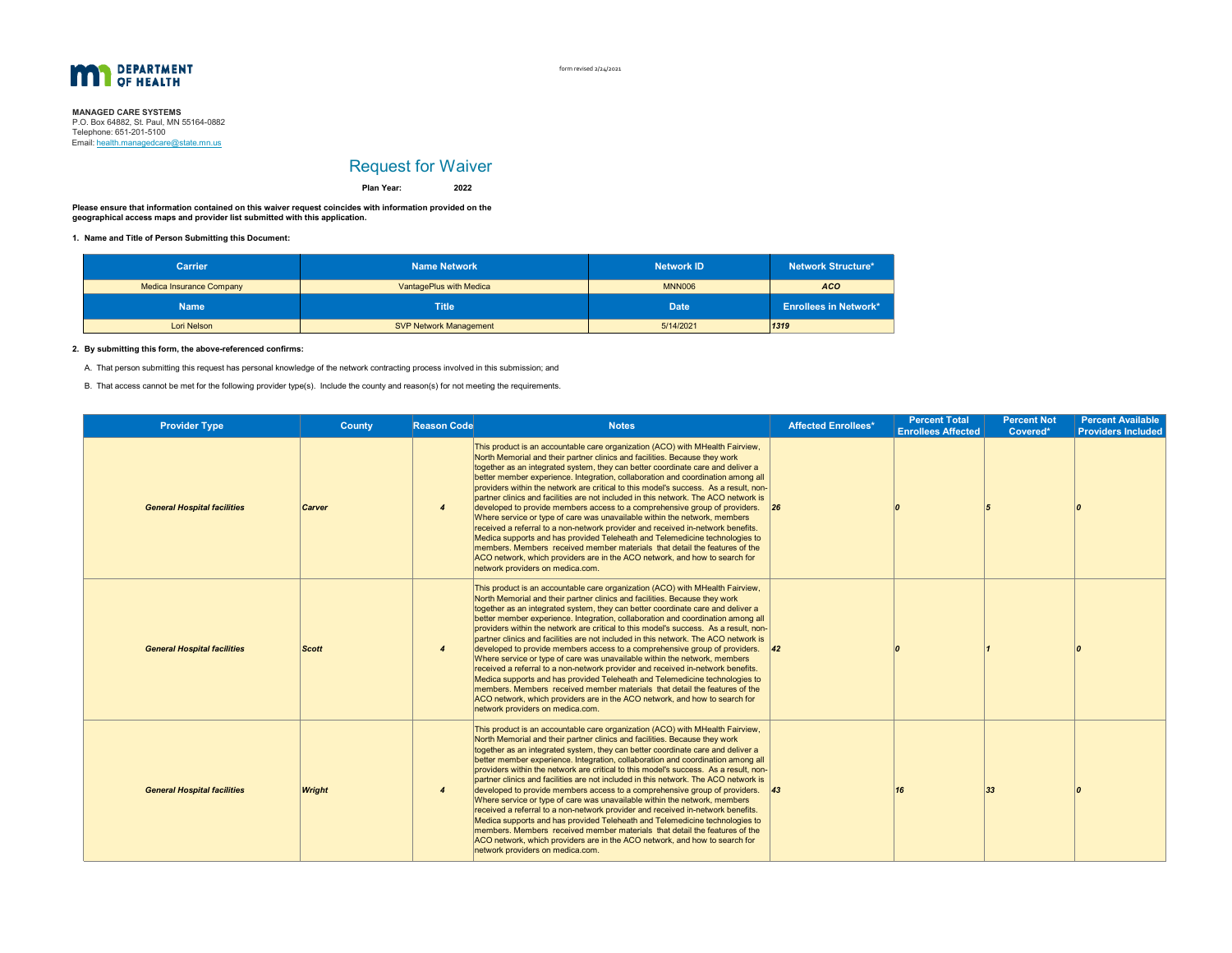**DEPARTMENT OF HEALTH**

form revised 2/24/2021

**MANAGED CARE SYSTEMS**
P.O. Box 64882, St. Paul, MN 55164-0882
Telephone: 651-201-5100
Email: health.managedcare@state.mn.us

# Request for Waiver

**Plan Year: 2022**

**Please ensure that information contained on this waiver request coincides with information provided on the geographical access maps and provider list submitted with this application.**

**1. Name and Title of Person Submitting this Document:**

| Carrier | Name Network | Network ID | Network Structure* |
|---|---|---|---|
| Medica Insurance Company | VantagePlus with Medica | MNN006 | ***ACO*** |
| **Name** | **Title** | **Date** | **Enrollees in Network*** |
| Lori Nelson | SVP Network Management | 5/14/2021 | *1319* |

**2. By submitting this form, the above-referenced confirms:**

A. That person submitting this request has personal knowledge of the network contracting process involved in this submission; and

B. That access cannot be met for the following provider type(s). Include the county and reason(s) for not meeting the requirements.

| Provider Type | County | Reason Code | Notes | Affected Enrollees* | Percent Total Enrollees Affected | Percent Not Covered* | Percent Available Providers Included |
|---|---|---|---|---|---|---|---|
| ***General Hospital facilities*** | ***Carver*** | ***4*** | This product is an accountable care organization (ACO) with MHealth Fairview, North Memorial and their partner clinics and facilities. Because they work together as an integrated system, they can better coordinate care and deliver a better member experience. Integration, collaboration and coordination among all providers within the network are critical to this model's success. As a result, non-partner clinics and facilities are not included in this network. The ACO network is developed to provide members access to a comprehensive group of providers. Where service or type of care was unavailable within the network, members received a referral to a non-network provider and received in-network benefits. Medica supports and has provided Teleheath and Telemedicine technologies to members. Members received member materials that detail the features of the ACO network, which providers are in the ACO network, and how to search for network providers on medica.com. | *26* | *0* | *5* | *0* |
| ***General Hospital facilities*** | ***Scott*** | ***4*** | This product is an accountable care organization (ACO) with MHealth Fairview, North Memorial and their partner clinics and facilities. Because they work together as an integrated system, they can better coordinate care and deliver a better member experience. Integration, collaboration and coordination among all providers within the network are critical to this model's success. As a result, non-partner clinics and facilities are not included in this network. The ACO network is developed to provide members access to a comprehensive group of providers. Where service or type of care was unavailable within the network, members received a referral to a non-network provider and received in-network benefits. Medica supports and has provided Teleheath and Telemedicine technologies to members. Members received member materials that detail the features of the ACO network, which providers are in the ACO network, and how to search for network providers on medica.com. | *42* | *0* | *1* | *0* |
| ***General Hospital facilities*** | ***Wright*** | ***4*** | This product is an accountable care organization (ACO) with MHealth Fairview, North Memorial and their partner clinics and facilities. Because they work together as an integrated system, they can better coordinate care and deliver a better member experience. Integration, collaboration and coordination among all providers within the network are critical to this model's success. As a result, non-partner clinics and facilities are not included in this network. The ACO network is developed to provide members access to a comprehensive group of providers. Where service or type of care was unavailable within the network, members received a referral to a non-network provider and received in-network benefits. Medica supports and has provided Teleheath and Telemedicine technologies to members. Members received member materials that detail the features of the ACO network, which providers are in the ACO network, and how to search for network providers on medica.com. | *43* | *16* | *33* | *0* |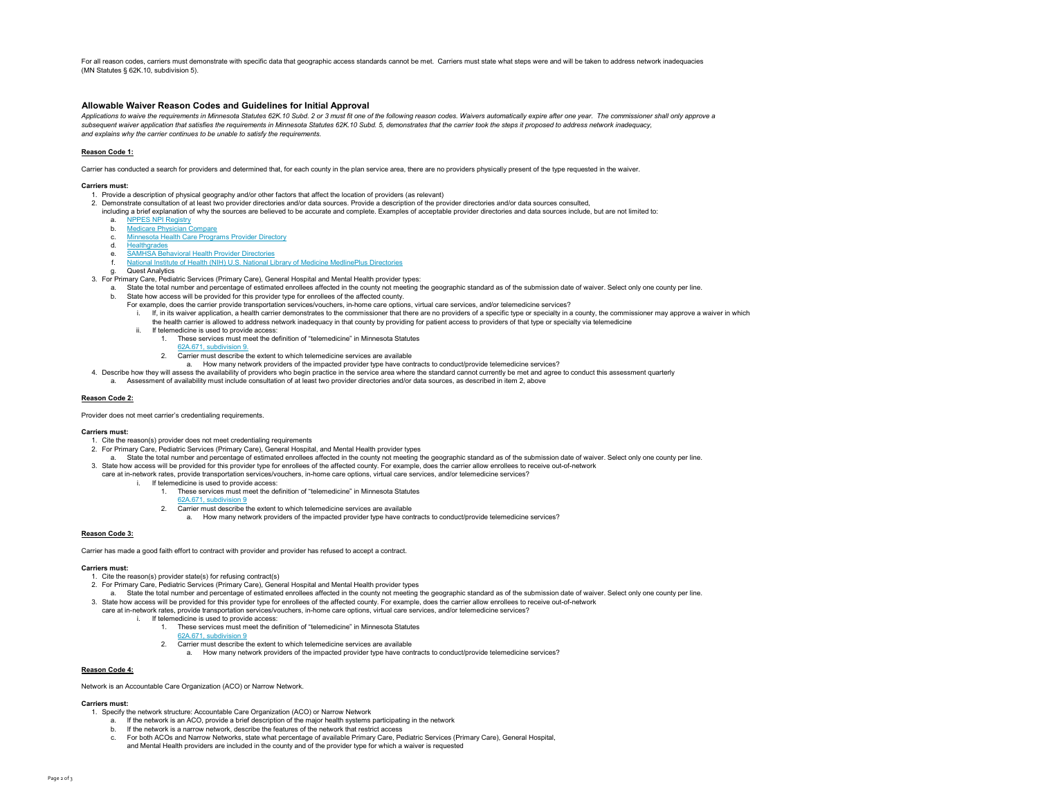For all reason codes, carriers must demonstrate with specific data that geographic access standards cannot be met. Carriers must state what steps were and will be taken to address network inadequacies (MN Statutes § 62K.10, subdivision 5).

## Allowable Waiver Reason Codes and Guidelines for Initial Approval

*Applications to waive the requirements in Minnesota Statutes 62K.10 Subd. 2 or 3 must fit one of the following reason codes. Waivers automatically expire after one year. The commissioner shall only approve a subsequent waiver application that satisfies the requirements in Minnesota Statutes 62K.10 Subd. 5, demonstrates that the carrier took the steps it proposed to address network inadequacy, and explains why the carrier continues to be unable to satisfy the requirements.*

**Reason Code 1:**

Carrier has conducted a search for providers and determined that, for each county in the plan service area, there are no providers physically present of the type requested in the waiver.

**Carriers must:**

1. Provide a description of physical geography and/or other factors that affect the location of providers (as relevant)
2. Demonstrate consultation of at least two provider directories and/or data sources. Provide a description of the provider directories and/or data sources consulted, including a brief explanation of why the sources are believed to be accurate and complete. Examples of acceptable provider directories and data sources include, but are not limited to:
   a. NPPES NPI Registry
   b. Medicare Physician Compare
   c. Minnesota Health Care Programs Provider Directory
   d. Healthgrades
   e. SAMHSA Behavioral Health Provider Directories
   f. National Institute of Health (NIH) U.S. National Library of Medicine MedlinePlus Directories
   g. Quest Analytics
3. For Primary Care, Pediatric Services (Primary Care), General Hospital and Mental Health provider types:
   a. State the total number and percentage of estimated enrollees affected in the county not meeting the geographic standard as of the submission date of waiver. Select only one county per line.
   b. State how access will be provided for this provider type for enrollees of the affected county.
      For example, does the carrier provide transportation services/vouchers, in-home care options, virtual care services, and/or telemedicine services?
      i. If, in its waiver application, a health carrier demonstrates to the commissioner that there are no providers of a specific type or specialty in a county, the commissioner may approve a waiver in which the health carrier is allowed to address network inadequacy in that county by providing for patient access to providers of that type or specialty via telemedicine
      ii. If telemedicine is used to provide access:
         1. These services must meet the definition of "telemedicine" in Minnesota Statutes 62A.671, subdivision 9.
         2. Carrier must describe the extent to which telemedicine services are available
            a. How many network providers of the impacted provider type have contracts to conduct/provide telemedicine services?
4. Describe how they will assess the availability of providers who begin practice in the service area where the standard cannot currently be met and agree to conduct this assessment quarterly
   a. Assessment of availability must include consultation of at least two provider directories and/or data sources, as described in item 2, above

**Reason Code 2:**

Provider does not meet carrier's credentialing requirements.

**Carriers must:**

1. Cite the reason(s) provider does not meet credentialing requirements
2. For Primary Care, Pediatric Services (Primary Care), General Hospital, and Mental Health provider types
   a. State the total number and percentage of estimated enrollees affected in the county not meeting the geographic standard as of the submission date of waiver. Select only one county per line.
3. State how access will be provided for this provider type for enrollees of the affected county. For example, does the carrier allow enrollees to receive out-of-network care at in-network rates, provide transportation services/vouchers, in-home care options, virtual care services, and/or telemedicine services?
   i. If telemedicine is used to provide access:
      1. These services must meet the definition of "telemedicine" in Minnesota Statutes 62A.671, subdivision 9
      2. Carrier must describe the extent to which telemedicine services are available
         a. How many network providers of the impacted provider type have contracts to conduct/provide telemedicine services?

**Reason Code 3:**

Carrier has made a good faith effort to contract with provider and provider has refused to accept a contract.

**Carriers must:**

1. Cite the reason(s) provider state(s) for refusing contract(s)
2. For Primary Care, Pediatric Services (Primary Care), General Hospital and Mental Health provider types
   a. State the total number and percentage of estimated enrollees affected in the county not meeting the geographic standard as of the submission date of waiver. Select only one county per line.
3. State how access will be provided for this provider type for enrollees of the affected county. For example, does the carrier allow enrollees to receive out-of-network care at in-network rates, provide transportation services/vouchers, in-home care options, virtual care services, and/or telemedicine services?
   i. If telemedicine is used to provide access:
      1. These services must meet the definition of "telemedicine" in Minnesota Statutes 62A.671, subdivision 9
      2. Carrier must describe the extent to which telemedicine services are available
         a. How many network providers of the impacted provider type have contracts to conduct/provide telemedicine services?

**Reason Code 4:**

Network is an Accountable Care Organization (ACO) or Narrow Network.

**Carriers must:**

1. Specify the network structure: Accountable Care Organization (ACO) or Narrow Network
   a. If the network is an ACO, provide a brief description of the major health systems participating in the network
   b. If the network is a narrow network, describe the features of the network that restrict access
   c. For both ACOs and Narrow Networks, state what percentage of available Primary Care, Pediatric Services (Primary Care), General Hospital, and Mental Health providers are included in the county and of the provider type for which a waiver is requested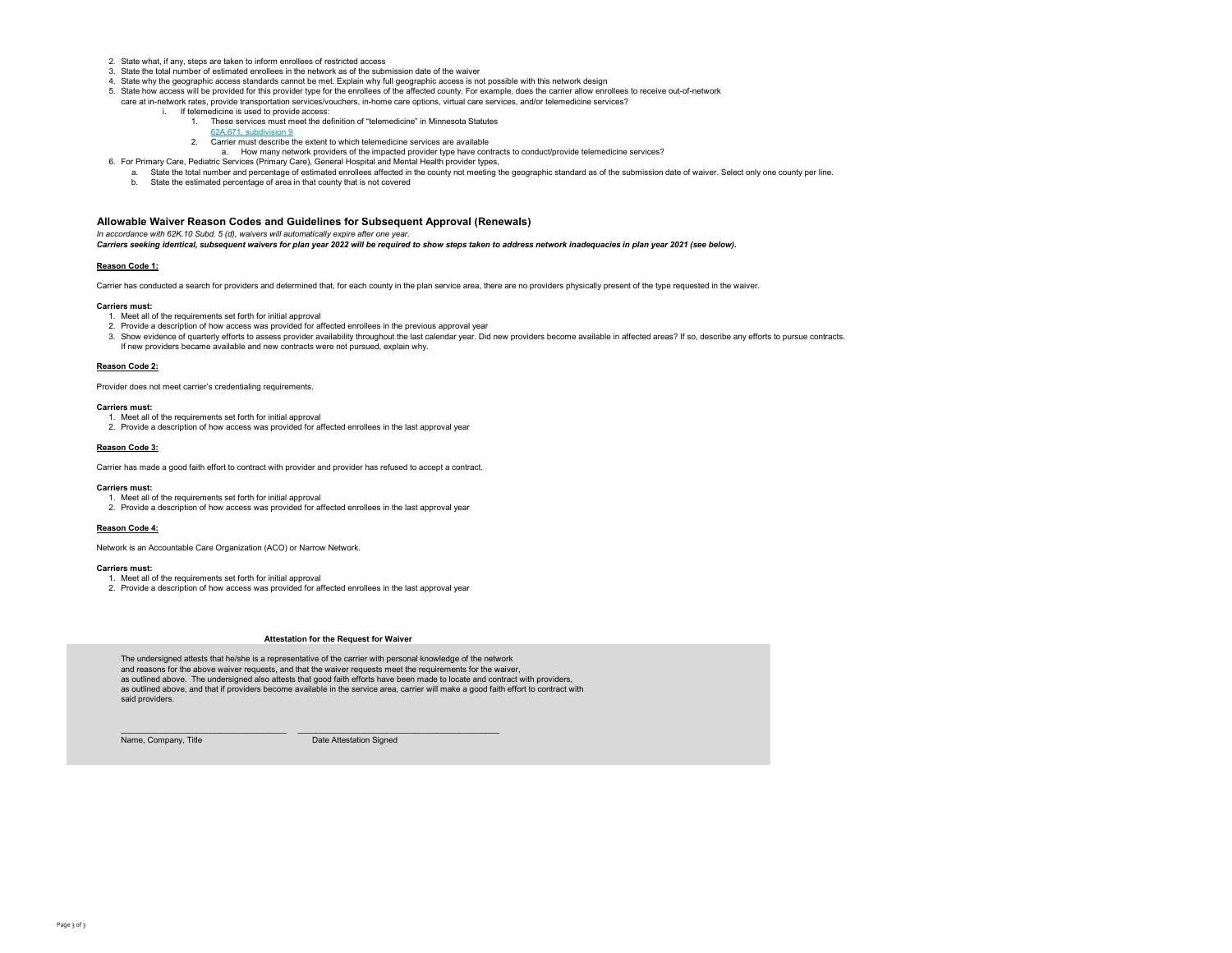2. State what, if any, steps are taken to inform enrollees of restricted access
3. State the total number of estimated enrollees in the network as of the submission date of the waiver
4. State why the geographic access standards cannot be met. Explain why full geographic access is not possible with this network design
5. State how access will be provided for this provider type for the enrollees of the affected county. For example, does the carrier allow enrollees to receive out-of-network care at in-network rates, provide transportation services/vouchers, in-home care options, virtual care services, and/or telemedicine services?
   i. If telemedicine is used to provide access:
      1. These services must meet the definition of "telemedicine" in Minnesota Statutes [62A.671, subdivision 9]
      2. Carrier must describe the extent to which telemedicine services are available
         a. How many network providers of the impacted provider type have contracts to conduct/provide telemedicine services?
6. For Primary Care, Pediatric Services (Primary Care), General Hospital and Mental Health provider types,
   a. State the total number and percentage of estimated enrollees affected in the county not meeting the geographic standard as of the submission date of waiver. Select only one county per line.
   b. State the estimated percentage of area in that county that is not covered

## Allowable Waiver Reason Codes and Guidelines for Subsequent Approval (Renewals)

*In accordance with 62K.10 Subd. 5 (d), waivers will automatically expire after one year.*

***Carriers seeking identical, subsequent waivers for plan year 2022 will be required to show steps taken to address network inadequacies in plan year 2021 (see below).***

**Reason Code 1:**

Carrier has conducted a search for providers and determined that, for each county in the plan service area, there are no providers physically present of the type requested in the waiver.

**Carriers must:**

1. Meet all of the requirements set forth for initial approval
2. Provide a description of how access was provided for affected enrollees in the previous approval year
3. Show evidence of quarterly efforts to assess provider availability throughout the last calendar year. Did new providers become available in affected areas? If so, describe any efforts to pursue contracts. If new providers became available and new contracts were not pursued, explain why.

**Reason Code 2:**

Provider does not meet carrier's credentialing requirements.

**Carriers must:**

1. Meet all of the requirements set forth for initial approval
2. Provide a description of how access was provided for affected enrollees in the last approval year

**Reason Code 3:**

Carrier has made a good faith effort to contract with provider and provider has refused to accept a contract.

**Carriers must:**

1. Meet all of the requirements set forth for initial approval
2. Provide a description of how access was provided for affected enrollees in the last approval year

**Reason Code 4:**

Network is an Accountable Care Organization (ACO) or Narrow Network.

**Carriers must:**

1. Meet all of the requirements set forth for initial approval
2. Provide a description of how access was provided for affected enrollees in the last approval year

**Attestation for the Request for Waiver**

The undersigned attests that he/she is a representative of the carrier with personal knowledge of the network and reasons for the above waiver requests, and that the waiver requests meet the requirements for the waiver, as outlined above. The undersigned also attests that good faith efforts have been made to locate and contract with providers, as outlined above, and that if providers become available in the service area, carrier will make a good faith effort to contract with said providers.

_____________________________________ _____________________________________________

Name, Company, Title Date Attestation Signed